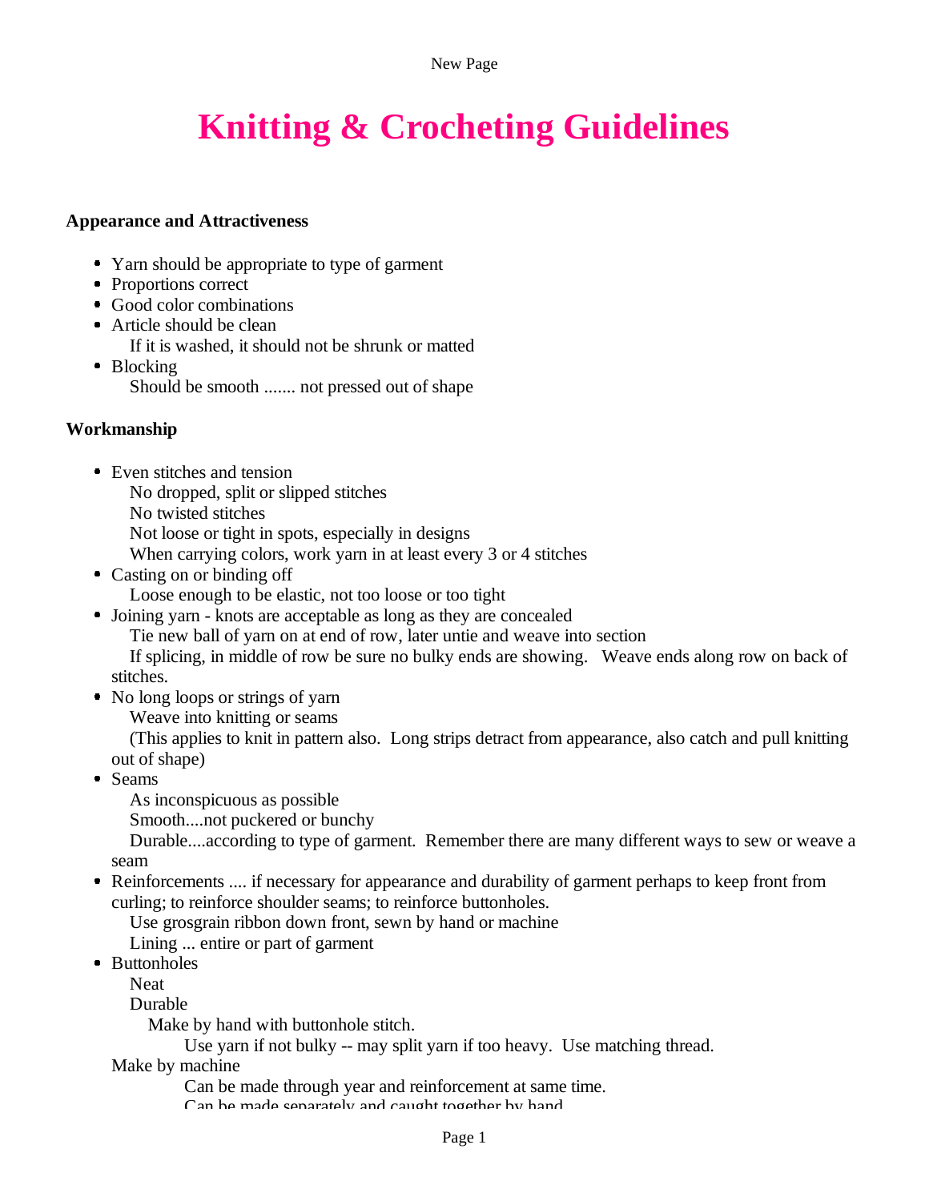# Knitting & Crocheting Guidelines

**Appearance and Attractiveness**

- Yarn should be appropriate to type of garment
- Proportions correct
- Good color combinations
- Article should be clean
  If it is washed, it should not be shrunk or matted
- Blocking
  Should be smooth ....... not pressed out of shape

**Workmanship**

- Even stitches and tension
  No dropped, split or slipped stitches
  No twisted stitches
  Not loose or tight in spots, especially in designs
  When carrying colors, work yarn in at least every 3 or 4 stitches
- Casting on or binding off
  Loose enough to be elastic, not too loose or too tight
- Joining yarn - knots are acceptable as long as they are concealed
  Tie new ball of yarn on at end of row, later untie and weave into section
  If splicing, in middle of row be sure no bulky ends are showing. Weave ends along row on back of stitches.
- No long loops or strings of yarn
  Weave into knitting or seams
  (This applies to knit in pattern also. Long strips detract from appearance, also catch and pull knitting out of shape)
- Seams
  As inconspicuous as possible
  Smooth....not puckered or bunchy
  Durable....according to type of garment. Remember there are many different ways to sew or weave a seam
- Reinforcements .... if necessary for appearance and durability of garment perhaps to keep front from curling; to reinforce shoulder seams; to reinforce buttonholes.
  Use grosgrain ribbon down front, sewn by hand or machine
  Lining ... entire or part of garment
- Buttonholes
  Neat
  Durable
    Make by hand with buttonhole stitch.
      Use yarn if not bulky -- may split yarn if too heavy. Use matching thread.
  Make by machine
      Can be made through year and reinforcement at same time.
      Can be made separately and caught together by hand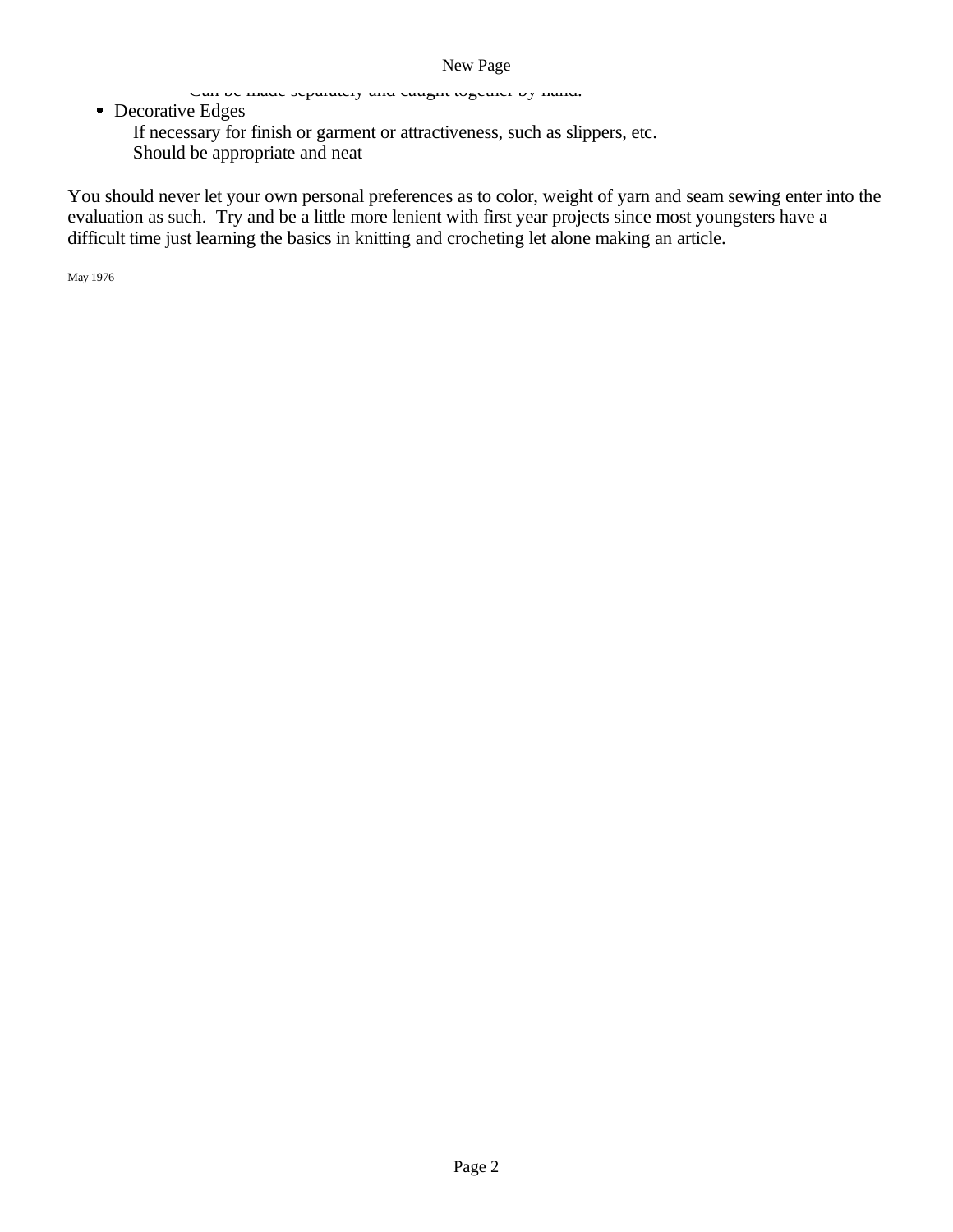Can be made separately and caught together by hand.

- Decorative Edges
  - If necessary for finish or garment or attractiveness, such as slippers, etc.
  - Should be appropriate and neat

You should never let your own personal preferences as to color, weight of yarn and seam sewing enter into the evaluation as such. Try and be a little more lenient with first year projects since most youngsters have a difficult time just learning the basics in knitting and crocheting let alone making an article.

May 1976